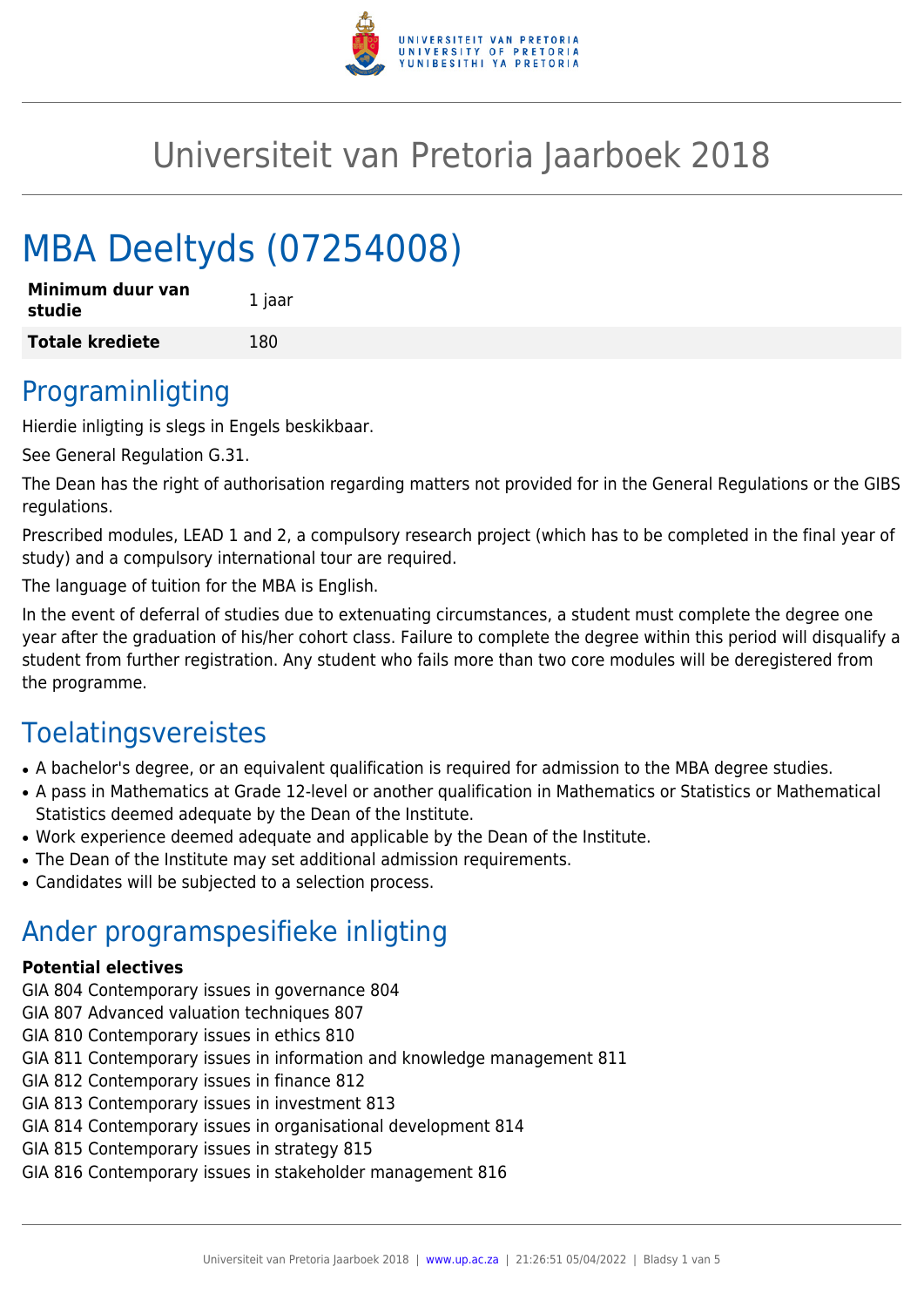# Universiteit van Pretoria Jaarboek 2018

# MBA Deeltyds (07254008)

| | |
|---|---|
| **Minimum duur van studie** | 1 jaar |
| **Totale krediete** | 180 |

## Programinligting

Hierdie inligting is slegs in Engels beskikbaar.

See General Regulation G.31.

The Dean has the right of authorisation regarding matters not provided for in the General Regulations or the GIBS regulations.

Prescribed modules, LEAD 1 and 2, a compulsory research project (which has to be completed in the final year of study) and a compulsory international tour are required.

The language of tuition for the MBA is English.

In the event of deferral of studies due to extenuating circumstances, a student must complete the degree one year after the graduation of his/her cohort class. Failure to complete the degree within this period will disqualify a student from further registration. Any student who fails more than two core modules will be deregistered from the programme.

## Toelatingsvereistes

- A bachelor's degree, or an equivalent qualification is required for admission to the MBA degree studies.
- A pass in Mathematics at Grade 12-level or another qualification in Mathematics or Statistics or Mathematical Statistics deemed adequate by the Dean of the Institute.
- Work experience deemed adequate and applicable by the Dean of the Institute.
- The Dean of the Institute may set additional admission requirements.
- Candidates will be subjected to a selection process.

## Ander programspesifieke inligting

**Potential electives**

GIA 804 Contemporary issues in governance 804
GIA 807 Advanced valuation techniques 807
GIA 810 Contemporary issues in ethics 810
GIA 811 Contemporary issues in information and knowledge management 811
GIA 812 Contemporary issues in finance 812
GIA 813 Contemporary issues in investment 813
GIA 814 Contemporary issues in organisational development 814
GIA 815 Contemporary issues in strategy 815
GIA 816 Contemporary issues in stakeholder management 816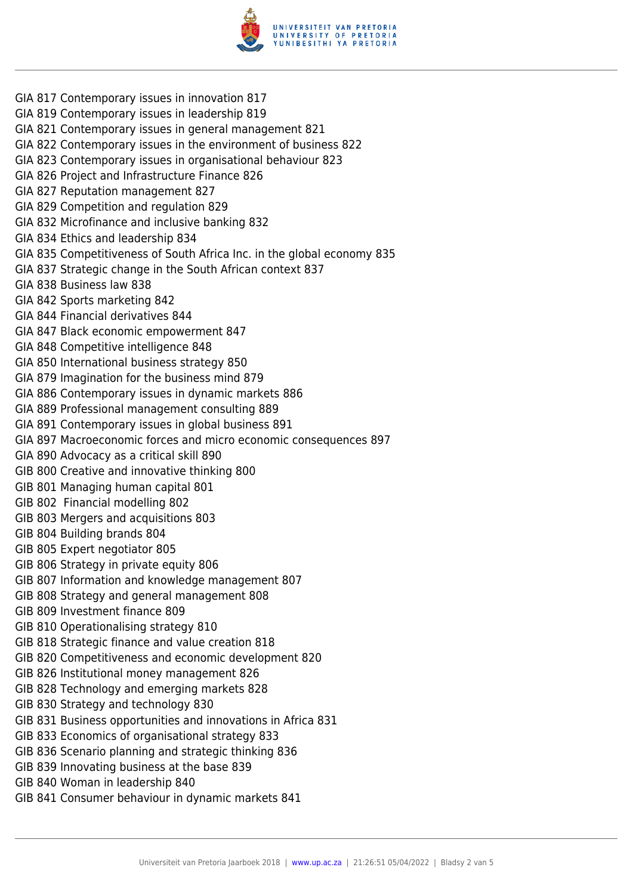GIA 817 Contemporary issues in innovation 817
GIA 819 Contemporary issues in leadership 819
GIA 821 Contemporary issues in general management 821
GIA 822 Contemporary issues in the environment of business 822
GIA 823 Contemporary issues in organisational behaviour 823
GIA 826 Project and Infrastructure Finance 826
GIA 827 Reputation management 827
GIA 829 Competition and regulation 829
GIA 832 Microfinance and inclusive banking 832
GIA 834 Ethics and leadership 834
GIA 835 Competitiveness of South Africa Inc. in the global economy 835
GIA 837 Strategic change in the South African context 837
GIA 838 Business law 838
GIA 842 Sports marketing 842
GIA 844 Financial derivatives 844
GIA 847 Black economic empowerment 847
GIA 848 Competitive intelligence 848
GIA 850 International business strategy 850
GIA 879 Imagination for the business mind 879
GIA 886 Contemporary issues in dynamic markets 886
GIA 889 Professional management consulting 889
GIA 891 Contemporary issues in global business 891
GIA 897 Macroeconomic forces and micro economic consequences 897
GIA 890 Advocacy as a critical skill 890
GIB 800 Creative and innovative thinking 800
GIB 801 Managing human capital 801
GIB 802  Financial modelling 802
GIB 803 Mergers and acquisitions 803
GIB 804 Building brands 804
GIB 805 Expert negotiator 805
GIB 806 Strategy in private equity 806
GIB 807 Information and knowledge management 807
GIB 808 Strategy and general management 808
GIB 809 Investment finance 809
GIB 810 Operationalising strategy 810
GIB 818 Strategic finance and value creation 818
GIB 820 Competitiveness and economic development 820
GIB 826 Institutional money management 826
GIB 828 Technology and emerging markets 828
GIB 830 Strategy and technology 830
GIB 831 Business opportunities and innovations in Africa 831
GIB 833 Economics of organisational strategy 833
GIB 836 Scenario planning and strategic thinking 836
GIB 839 Innovating business at the base 839
GIB 840 Woman in leadership 840
GIB 841 Consumer behaviour in dynamic markets 841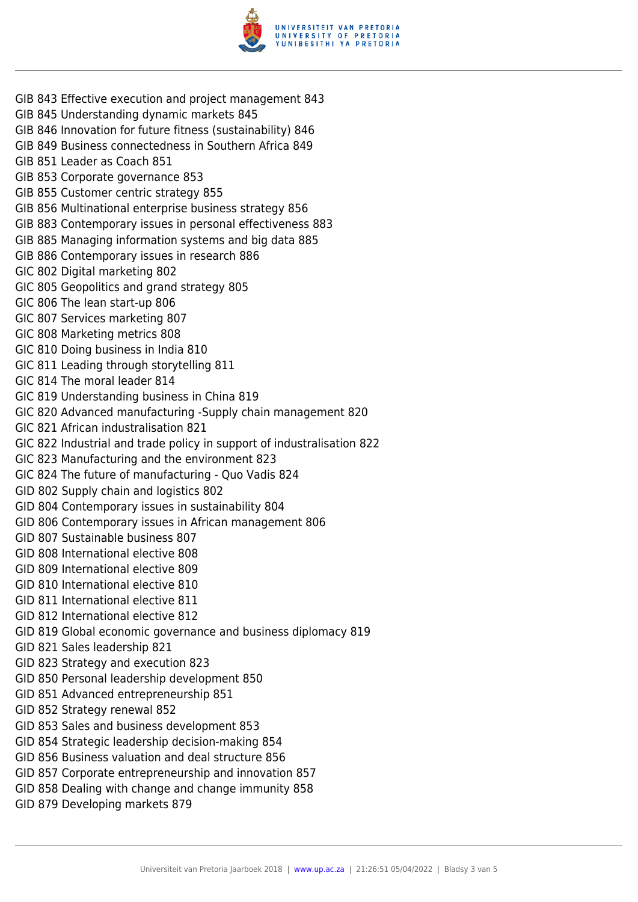GIB 843 Effective execution and project management 843
GIB 845 Understanding dynamic markets 845
GIB 846 Innovation for future fitness (sustainability) 846
GIB 849 Business connectedness in Southern Africa 849
GIB 851 Leader as Coach 851
GIB 853 Corporate governance 853
GIB 855 Customer centric strategy 855
GIB 856 Multinational enterprise business strategy 856
GIB 883 Contemporary issues in personal effectiveness 883
GIB 885 Managing information systems and big data 885
GIB 886 Contemporary issues in research 886
GIC 802 Digital marketing 802
GIC 805 Geopolitics and grand strategy 805
GIC 806 The lean start-up 806
GIC 807 Services marketing 807
GIC 808 Marketing metrics 808
GIC 810 Doing business in India 810
GIC 811 Leading through storytelling 811
GIC 814 The moral leader 814
GIC 819 Understanding business in China 819
GIC 820 Advanced manufacturing -Supply chain management 820
GIC 821 African industrialisation 821
GIC 822 Industrial and trade policy in support of industrialisation 822
GIC 823 Manufacturing and the environment 823
GIC 824 The future of manufacturing - Quo Vadis 824
GID 802 Supply chain and logistics 802
GID 804 Contemporary issues in sustainability 804
GID 806 Contemporary issues in African management 806
GID 807 Sustainable business 807
GID 808 International elective 808
GID 809 International elective 809
GID 810 International elective 810
GID 811 International elective 811
GID 812 International elective 812
GID 819 Global economic governance and business diplomacy 819
GID 821 Sales leadership 821
GID 823 Strategy and execution 823
GID 850 Personal leadership development 850
GID 851 Advanced entrepreneurship 851
GID 852 Strategy renewal 852
GID 853 Sales and business development 853
GID 854 Strategic leadership decision-making 854
GID 856 Business valuation and deal structure 856
GID 857 Corporate entrepreneurship and innovation 857
GID 858 Dealing with change and change immunity 858
GID 879 Developing markets 879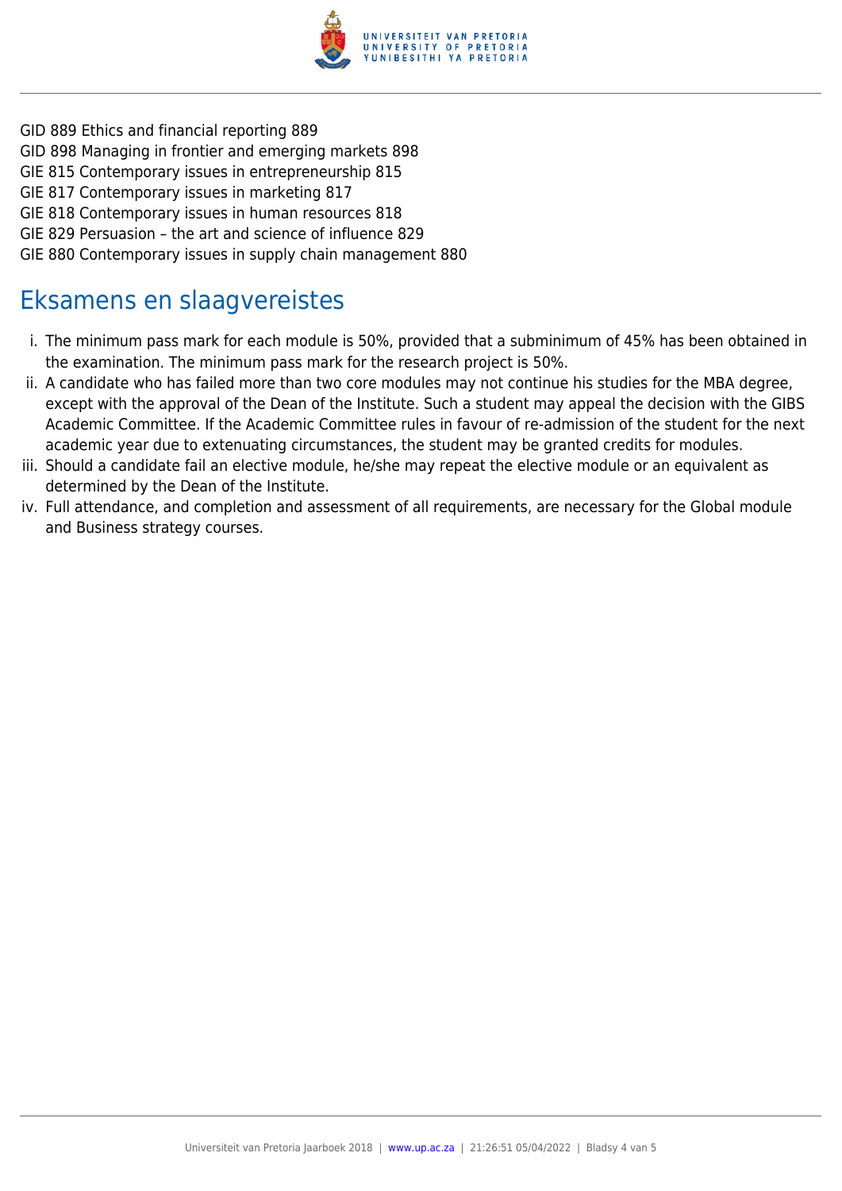GID 889 Ethics and financial reporting 889
GID 898 Managing in frontier and emerging markets 898
GIE 815 Contemporary issues in entrepreneurship 815
GIE 817 Contemporary issues in marketing 817
GIE 818 Contemporary issues in human resources 818
GIE 829 Persuasion – the art and science of influence 829
GIE 880 Contemporary issues in supply chain management 880

## Eksamens en slaagvereistes

i. The minimum pass mark for each module is 50%, provided that a subminimum of 45% has been obtained in the examination. The minimum pass mark for the research project is 50%.
ii. A candidate who has failed more than two core modules may not continue his studies for the MBA degree, except with the approval of the Dean of the Institute. Such a student may appeal the decision with the GIBS Academic Committee. If the Academic Committee rules in favour of re-admission of the student for the next academic year due to extenuating circumstances, the student may be granted credits for modules.
iii. Should a candidate fail an elective module, he/she may repeat the elective module or an equivalent as determined by the Dean of the Institute.
iv. Full attendance, and completion and assessment of all requirements, are necessary for the Global module and Business strategy courses.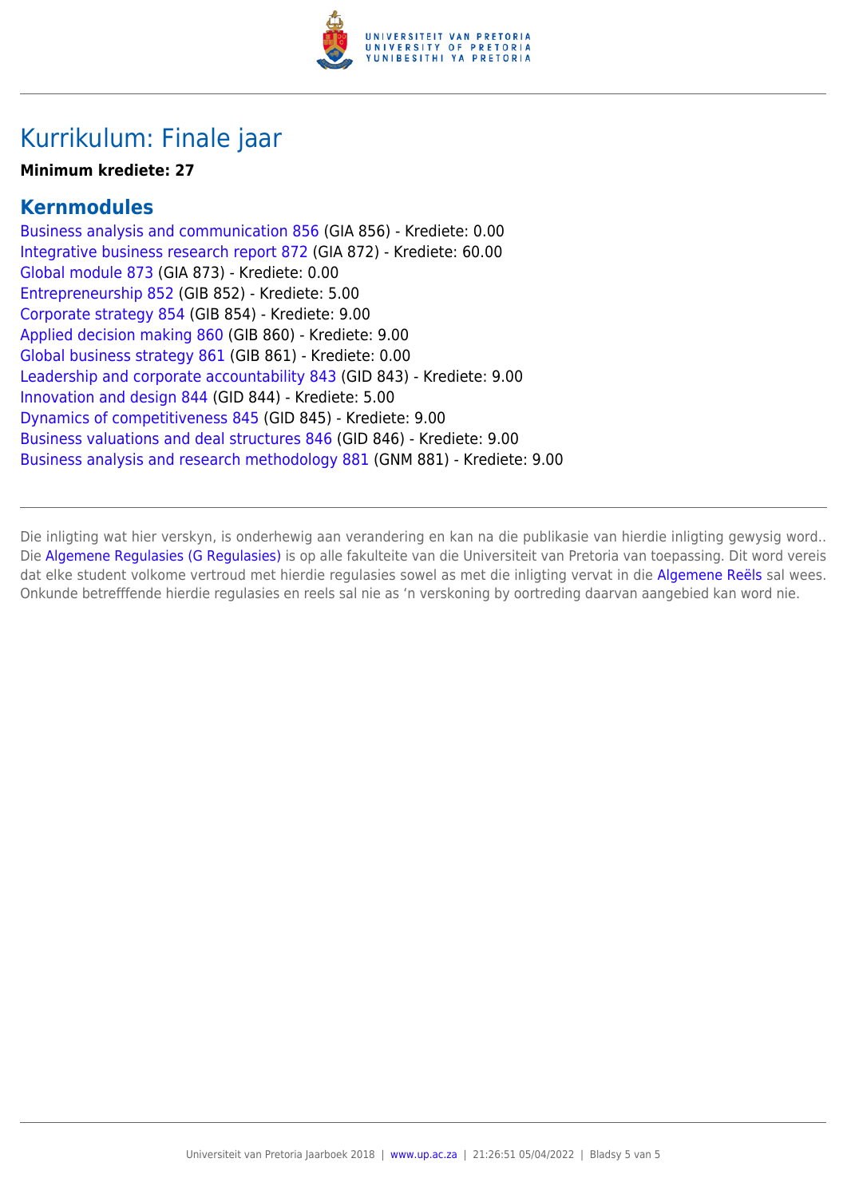## Kurrikulum: Finale jaar

**Minimum krediete: 27**

### Kernmodules

Business analysis and communication 856 (GIA 856) - Krediete: 0.00
Integrative business research report 872 (GIA 872) - Krediete: 60.00
Global module 873 (GIA 873) - Krediete: 0.00
Entrepreneurship 852 (GIB 852) - Krediete: 5.00
Corporate strategy 854 (GIB 854) - Krediete: 9.00
Applied decision making 860 (GIB 860) - Krediete: 9.00
Global business strategy 861 (GIB 861) - Krediete: 0.00
Leadership and corporate accountability 843 (GID 843) - Krediete: 9.00
Innovation and design 844 (GID 844) - Krediete: 5.00
Dynamics of competitiveness 845 (GID 845) - Krediete: 9.00
Business valuations and deal structures 846 (GID 846) - Krediete: 9.00
Business analysis and research methodology 881 (GNM 881) - Krediete: 9.00

---

Die inligting wat hier verskyn, is onderhewig aan verandering en kan na die publikasie van hierdie inligting gewysig word.. Die Algemene Regulasies (G Regulasies) is op alle fakulteite van die Universiteit van Pretoria van toepassing. Dit word vereis dat elke student volkome vertroud met hierdie regulasies sowel as met die inligting vervat in die Algemene Reëls sal wees. Onkunde betreffende hierdie regulasies en reels sal nie as 'n verskoning by oortreding daarvan aangebied kan word nie.